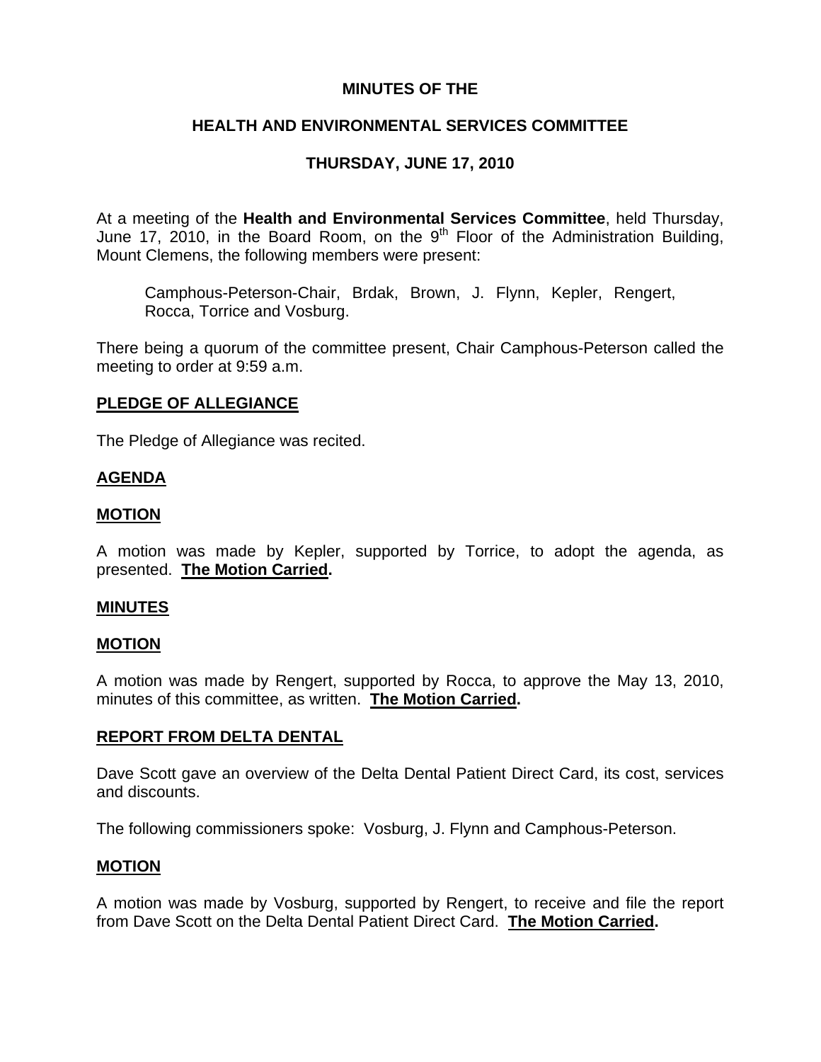# MINUTES OF THE

# HEALTH AND ENVIRONMENTAL SERVICES COMMITTEE

# THURSDAY, JUNE 17, 2010

At a meeting of the **Health and Environmental Services Committee**, held Thursday, June 17, 2010, in the Board Room, on the 9th Floor of the Administration Building, Mount Clemens, the following members were present:

> Camphous-Peterson-Chair, Brdak, Brown, J. Flynn, Kepler, Rengert, Rocca, Torrice and Vosburg.

There being a quorum of the committee present, Chair Camphous-Peterson called the meeting to order at 9:59 a.m.

## PLEDGE OF ALLEGIANCE

The Pledge of Allegiance was recited.

## AGENDA

## MOTION

A motion was made by Kepler, supported by Torrice, to adopt the agenda, as presented. **The Motion Carried.**

## MINUTES

## MOTION

A motion was made by Rengert, supported by Rocca, to approve the May 13, 2010, minutes of this committee, as written. **The Motion Carried.**

## REPORT FROM DELTA DENTAL

Dave Scott gave an overview of the Delta Dental Patient Direct Card, its cost, services and discounts.

The following commissioners spoke: Vosburg, J. Flynn and Camphous-Peterson.

## MOTION

A motion was made by Vosburg, supported by Rengert, to receive and file the report from Dave Scott on the Delta Dental Patient Direct Card. **The Motion Carried.**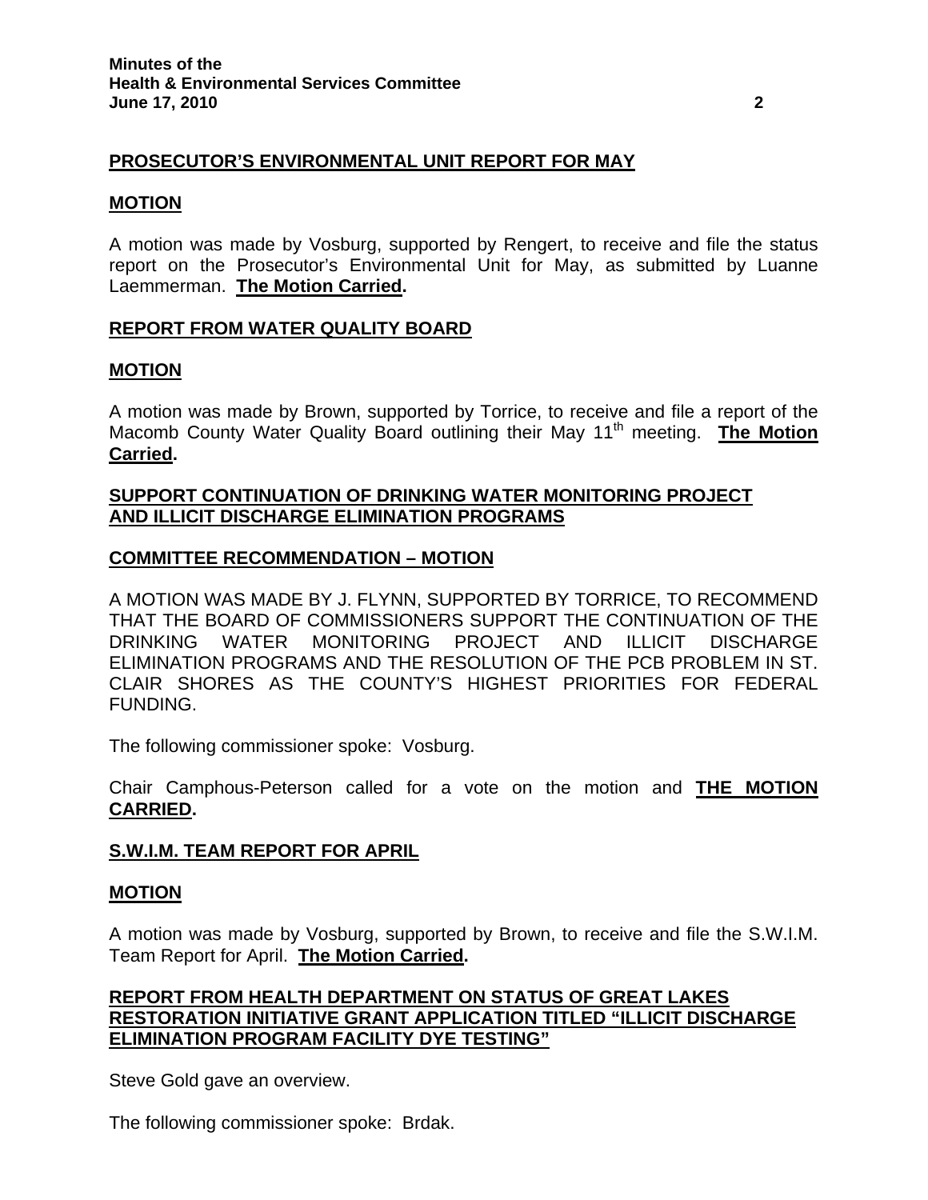**PROSECUTOR'S ENVIRONMENTAL UNIT REPORT FOR MAY**

**MOTION**

A motion was made by Vosburg, supported by Rengert, to receive and file the status report on the Prosecutor's Environmental Unit for May, as submitted by Luanne Laemmerman. **The Motion Carried.**

**REPORT FROM WATER QUALITY BOARD**

**MOTION**

A motion was made by Brown, supported by Torrice, to receive and file a report of the Macomb County Water Quality Board outlining their May 11th meeting. **The Motion Carried.**

**SUPPORT CONTINUATION OF DRINKING WATER MONITORING PROJECT AND ILLICIT DISCHARGE ELIMINATION PROGRAMS**

**COMMITTEE RECOMMENDATION – MOTION**

A MOTION WAS MADE BY J. FLYNN, SUPPORTED BY TORRICE, TO RECOMMEND THAT THE BOARD OF COMMISSIONERS SUPPORT THE CONTINUATION OF THE DRINKING WATER MONITORING PROJECT AND ILLICIT DISCHARGE ELIMINATION PROGRAMS AND THE RESOLUTION OF THE PCB PROBLEM IN ST. CLAIR SHORES AS THE COUNTY'S HIGHEST PRIORITIES FOR FEDERAL FUNDING.

The following commissioner spoke: Vosburg.

Chair Camphous-Peterson called for a vote on the motion and **THE MOTION CARRIED.**

**S.W.I.M. TEAM REPORT FOR APRIL**

**MOTION**

A motion was made by Vosburg, supported by Brown, to receive and file the S.W.I.M. Team Report for April. **The Motion Carried.**

**REPORT FROM HEALTH DEPARTMENT ON STATUS OF GREAT LAKES RESTORATION INITIATIVE GRANT APPLICATION TITLED "ILLICIT DISCHARGE ELIMINATION PROGRAM FACILITY DYE TESTING"**

Steve Gold gave an overview.

The following commissioner spoke: Brdak.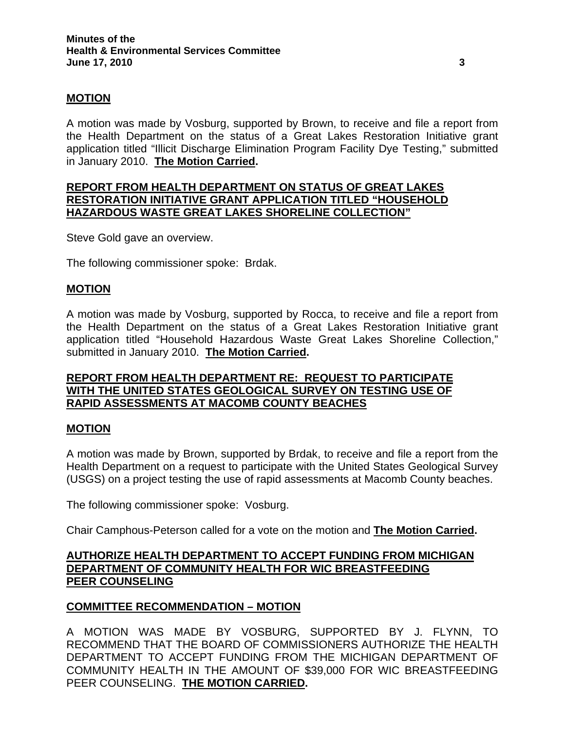**MOTION**

A motion was made by Vosburg, supported by Brown, to receive and file a report from the Health Department on the status of a Great Lakes Restoration Initiative grant application titled "Illicit Discharge Elimination Program Facility Dye Testing," submitted in January 2010. **The Motion Carried.**

**REPORT FROM HEALTH DEPARTMENT ON STATUS OF GREAT LAKES RESTORATION INITIATIVE GRANT APPLICATION TITLED "HOUSEHOLD HAZARDOUS WASTE GREAT LAKES SHORELINE COLLECTION"**

Steve Gold gave an overview.

The following commissioner spoke: Brdak.

**MOTION**

A motion was made by Vosburg, supported by Rocca, to receive and file a report from the Health Department on the status of a Great Lakes Restoration Initiative grant application titled "Household Hazardous Waste Great Lakes Shoreline Collection," submitted in January 2010. **The Motion Carried.**

**REPORT FROM HEALTH DEPARTMENT RE: REQUEST TO PARTICIPATE WITH THE UNITED STATES GEOLOGICAL SURVEY ON TESTING USE OF RAPID ASSESSMENTS AT MACOMB COUNTY BEACHES**

**MOTION**

A motion was made by Brown, supported by Brdak, to receive and file a report from the Health Department on a request to participate with the United States Geological Survey (USGS) on a project testing the use of rapid assessments at Macomb County beaches.

The following commissioner spoke: Vosburg.

Chair Camphous-Peterson called for a vote on the motion and **The Motion Carried.**

**AUTHORIZE HEALTH DEPARTMENT TO ACCEPT FUNDING FROM MICHIGAN DEPARTMENT OF COMMUNITY HEALTH FOR WIC BREASTFEEDING PEER COUNSELING**

**COMMITTEE RECOMMENDATION – MOTION**

A MOTION WAS MADE BY VOSBURG, SUPPORTED BY J. FLYNN, TO RECOMMEND THAT THE BOARD OF COMMISSIONERS AUTHORIZE THE HEALTH DEPARTMENT TO ACCEPT FUNDING FROM THE MICHIGAN DEPARTMENT OF COMMUNITY HEALTH IN THE AMOUNT OF $39,000 FOR WIC BREASTFEEDING PEER COUNSELING. **THE MOTION CARRIED.**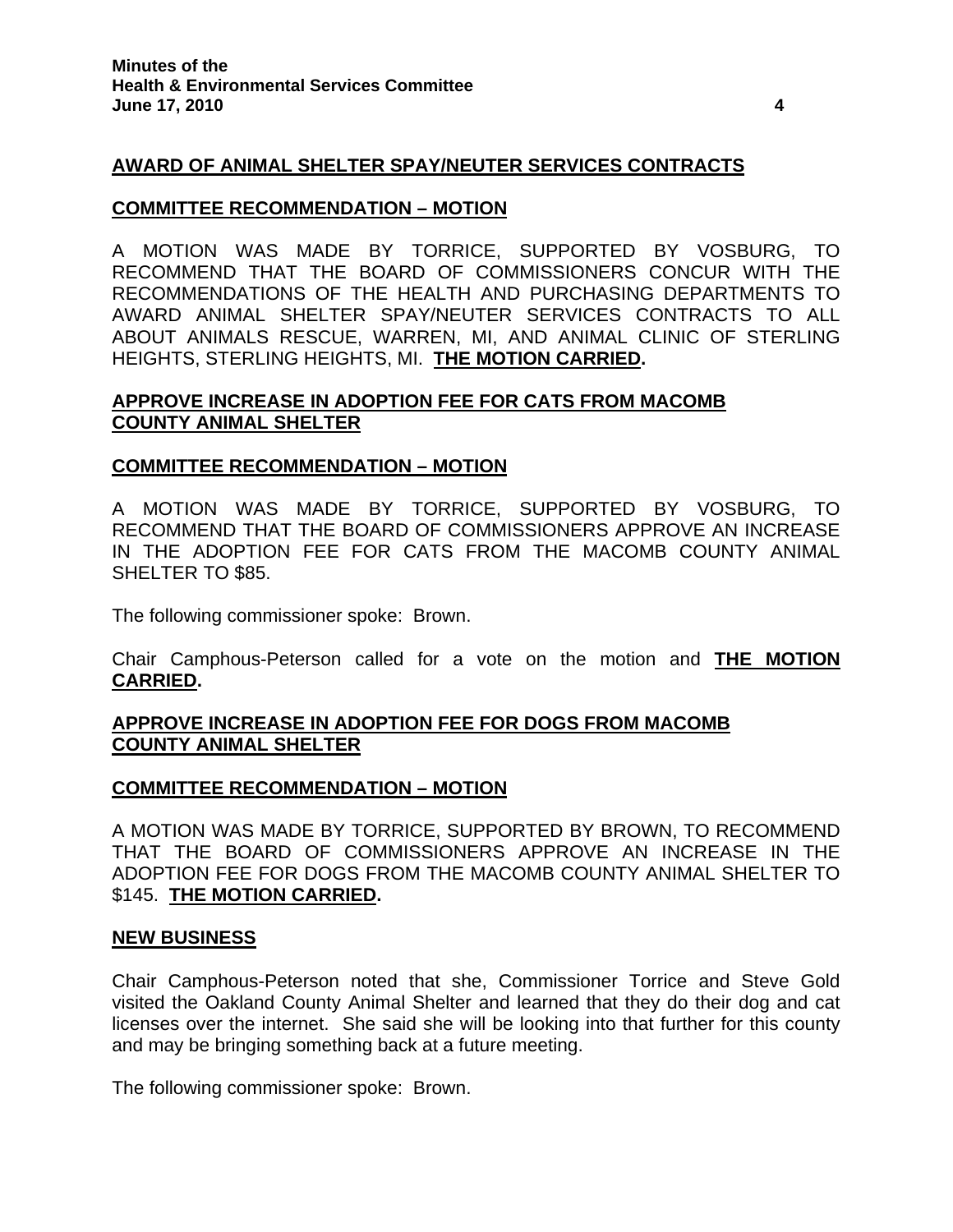## AWARD OF ANIMAL SHELTER SPAY/NEUTER SERVICES CONTRACTS

### COMMITTEE RECOMMENDATION – MOTION

A MOTION WAS MADE BY TORRICE, SUPPORTED BY VOSBURG, TO RECOMMEND THAT THE BOARD OF COMMISSIONERS CONCUR WITH THE RECOMMENDATIONS OF THE HEALTH AND PURCHASING DEPARTMENTS TO AWARD ANIMAL SHELTER SPAY/NEUTER SERVICES CONTRACTS TO ALL ABOUT ANIMALS RESCUE, WARREN, MI, AND ANIMAL CLINIC OF STERLING HEIGHTS, STERLING HEIGHTS, MI. **THE MOTION CARRIED.**

## APPROVE INCREASE IN ADOPTION FEE FOR CATS FROM MACOMB COUNTY ANIMAL SHELTER

### COMMITTEE RECOMMENDATION – MOTION

A MOTION WAS MADE BY TORRICE, SUPPORTED BY VOSBURG, TO RECOMMEND THAT THE BOARD OF COMMISSIONERS APPROVE AN INCREASE IN THE ADOPTION FEE FOR CATS FROM THE MACOMB COUNTY ANIMAL SHELTER TO $85.

The following commissioner spoke: Brown.

Chair Camphous-Peterson called for a vote on the motion and **THE MOTION CARRIED.**

## APPROVE INCREASE IN ADOPTION FEE FOR DOGS FROM MACOMB COUNTY ANIMAL SHELTER

### COMMITTEE RECOMMENDATION – MOTION

A MOTION WAS MADE BY TORRICE, SUPPORTED BY BROWN, TO RECOMMEND THAT THE BOARD OF COMMISSIONERS APPROVE AN INCREASE IN THE ADOPTION FEE FOR DOGS FROM THE MACOMB COUNTY ANIMAL SHELTER TO $145. **THE MOTION CARRIED.**

## NEW BUSINESS

Chair Camphous-Peterson noted that she, Commissioner Torrice and Steve Gold visited the Oakland County Animal Shelter and learned that they do their dog and cat licenses over the internet. She said she will be looking into that further for this county and may be bringing something back at a future meeting.

The following commissioner spoke: Brown.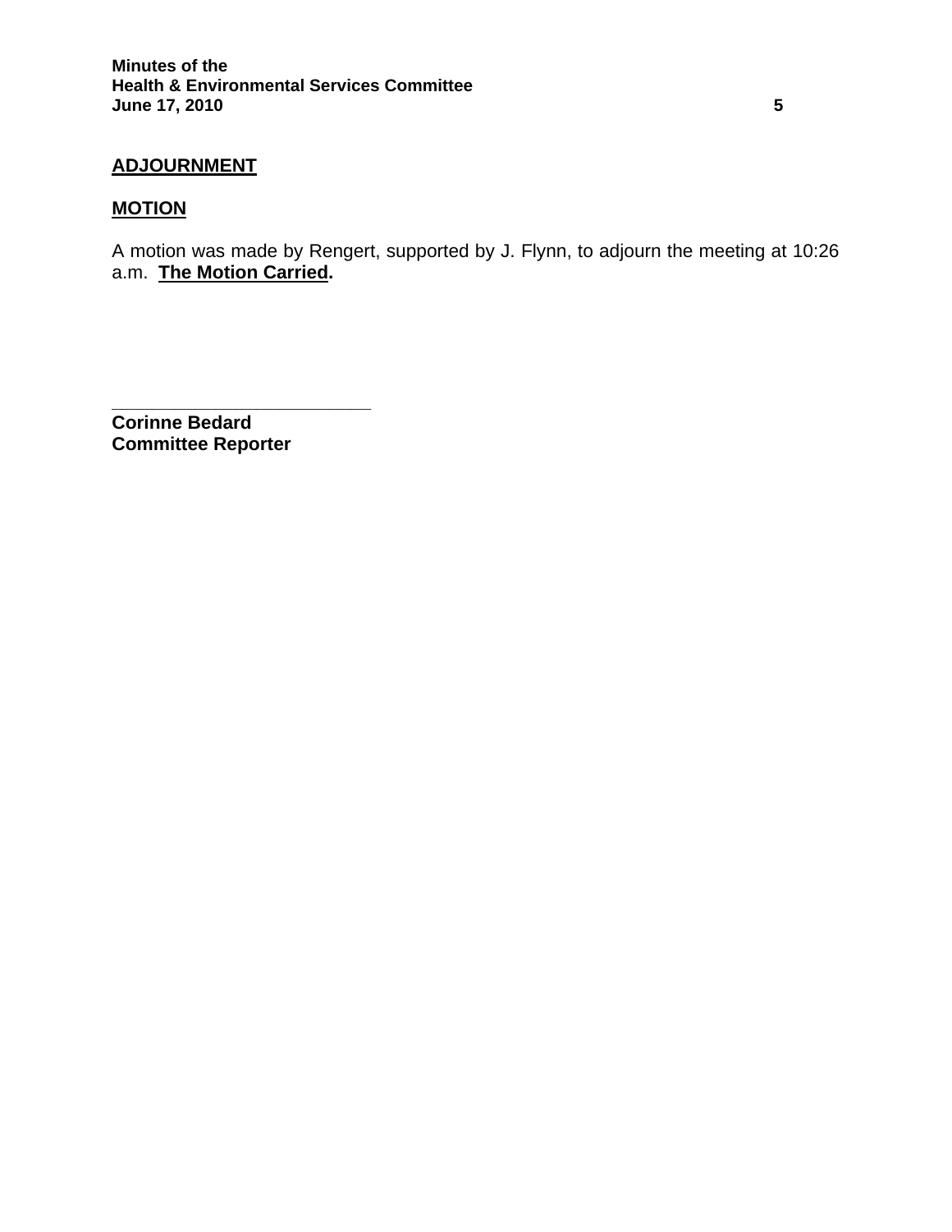## ADJOURNMENT

### MOTION

A motion was made by Rengert, supported by J. Flynn, to adjourn the meeting at 10:26 a.m. **The Motion Carried.**

\_\_\_\_\_\_\_\_\_\_\_\_\_\_\_\_\_\_\_\_\_\_\_\_\_\_\_\_

**Corinne Bedard**
**Committee Reporter**